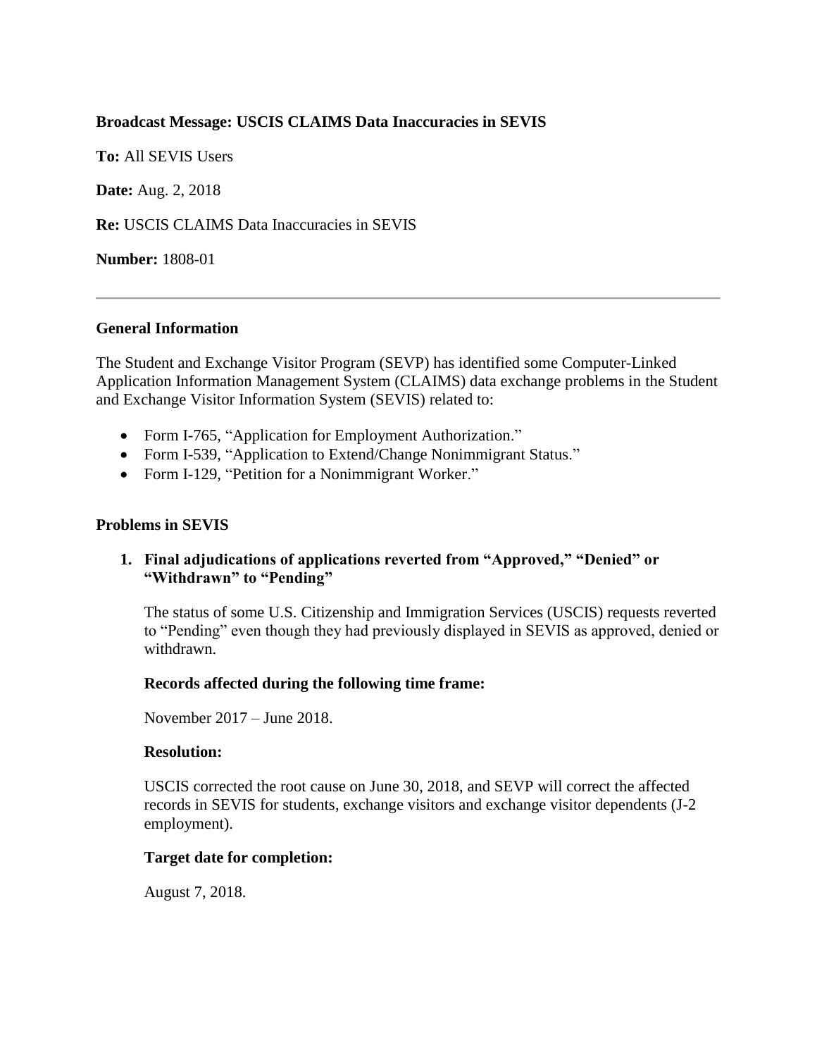**Broadcast Message: USCIS CLAIMS Data Inaccuracies in SEVIS**

**To:** All SEVIS Users

**Date:** Aug. 2, 2018

**Re:** USCIS CLAIMS Data Inaccuracies in SEVIS

**Number:** 1808-01

---

## General Information

The Student and Exchange Visitor Program (SEVP) has identified some Computer-Linked Application Information Management System (CLAIMS) data exchange problems in the Student and Exchange Visitor Information System (SEVIS) related to:

- Form I-765, "Application for Employment Authorization."
- Form I-539, "Application to Extend/Change Nonimmigrant Status."
- Form I-129, "Petition for a Nonimmigrant Worker."

## Problems in SEVIS

### 1. Final adjudications of applications reverted from "Approved," "Denied" or "Withdrawn" to "Pending"

The status of some U.S. Citizenship and Immigration Services (USCIS) requests reverted to "Pending" even though they had previously displayed in SEVIS as approved, denied or withdrawn.

**Records affected during the following time frame:**

November 2017 – June 2018.

**Resolution:**

USCIS corrected the root cause on June 30, 2018, and SEVP will correct the affected records in SEVIS for students, exchange visitors and exchange visitor dependents (J-2 employment).

**Target date for completion:**

August 7, 2018.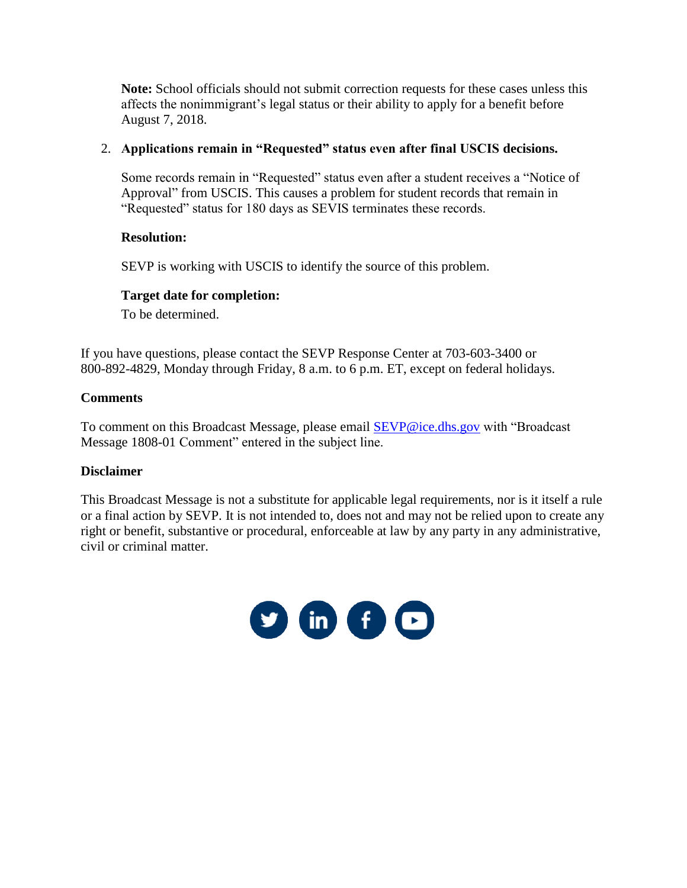**Note:** School officials should not submit correction requests for these cases unless this affects the nonimmigrant's legal status or their ability to apply for a benefit before August 7, 2018.

2. **Applications remain in "Requested" status even after final USCIS decisions.**

   Some records remain in "Requested" status even after a student receives a "Notice of Approval" from USCIS. This causes a problem for student records that remain in "Requested" status for 180 days as SEVIS terminates these records.

   **Resolution:**

   SEVP is working with USCIS to identify the source of this problem.

   **Target date for completion:**

   To be determined.

If you have questions, please contact the SEVP Response Center at 703-603-3400 or 800-892-4829, Monday through Friday, 8 a.m. to 6 p.m. ET, except on federal holidays.

**Comments**

To comment on this Broadcast Message, please email SEVP@ice.dhs.gov with "Broadcast Message 1808-01 Comment" entered in the subject line.

**Disclaimer**

This Broadcast Message is not a substitute for applicable legal requirements, nor is it itself a rule or a final action by SEVP. It is not intended to, does not and may not be relied upon to create any right or benefit, substantive or procedural, enforceable at law by any party in any administrative, civil or criminal matter.